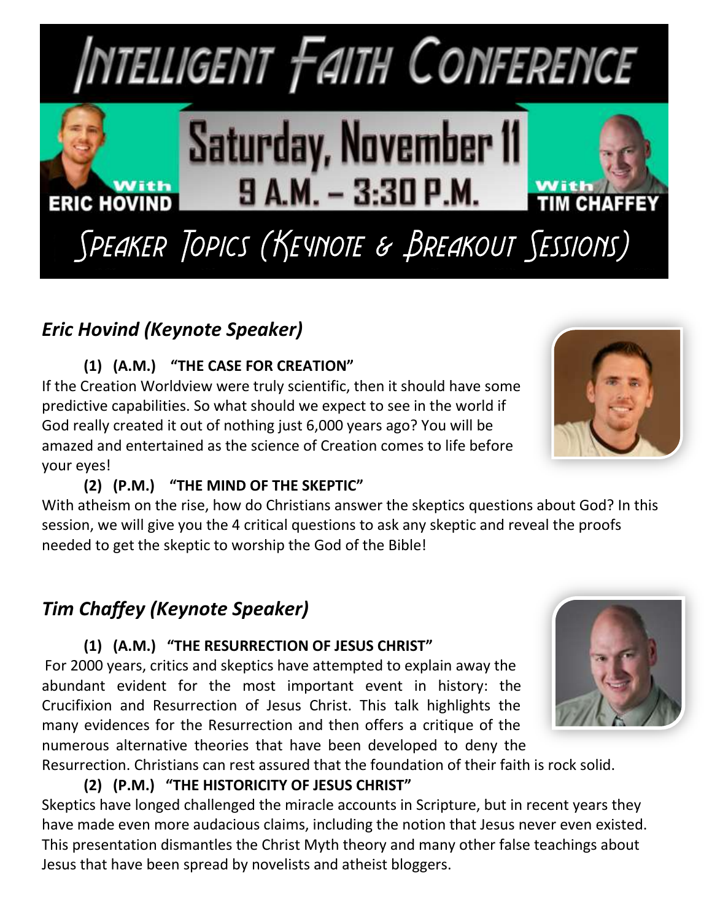# Intelligent Faith Conference

**Saturday, November 11**
**9 A.M. – 3:30 P.M.**

With **ERIC HOVIND**

With **TIM CHAFFEY**

## Speaker Topics (Keynote & Breakout Sessions)

### *Eric Hovind (Keynote Speaker)*

**(1) (A.M.) "THE CASE FOR CREATION"**

If the Creation Worldview were truly scientific, then it should have some predictive capabilities. So what should we expect to see in the world if God really created it out of nothing just 6,000 years ago? You will be amazed and entertained as the science of Creation comes to life before your eyes!

**(2) (P.M.) "THE MIND OF THE SKEPTIC"**

With atheism on the rise, how do Christians answer the skeptics questions about God? In this session, we will give you the 4 critical questions to ask any skeptic and reveal the proofs needed to get the skeptic to worship the God of the Bible!

### *Tim Chaffey (Keynote Speaker)*

**(1) (A.M.) "THE RESURRECTION OF JESUS CHRIST"**

For 2000 years, critics and skeptics have attempted to explain away the abundant evident for the most important event in history: the Crucifixion and Resurrection of Jesus Christ. This talk highlights the many evidences for the Resurrection and then offers a critique of the numerous alternative theories that have been developed to deny the Resurrection. Christians can rest assured that the foundation of their faith is rock solid.

**(2) (P.M.) "THE HISTORICITY OF JESUS CHRIST"**

Skeptics have longed challenged the miracle accounts in Scripture, but in recent years they have made even more audacious claims, including the notion that Jesus never even existed. This presentation dismantles the Christ Myth theory and many other false teachings about Jesus that have been spread by novelists and atheist bloggers.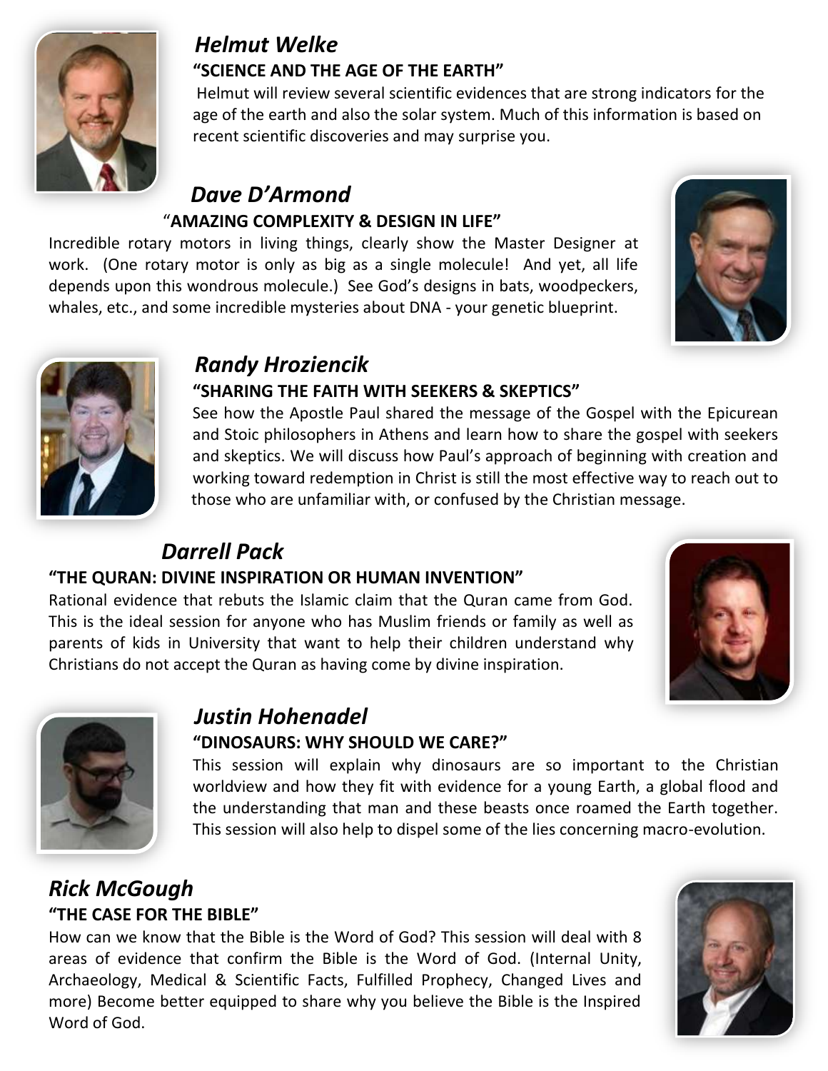## *Helmut Welke*

**"SCIENCE AND THE AGE OF THE EARTH"**

Helmut will review several scientific evidences that are strong indicators for the age of the earth and also the solar system. Much of this information is based on recent scientific discoveries and may surprise you.

## *Dave D'Armond*

**"AMAZING COMPLEXITY & DESIGN IN LIFE"**

Incredible rotary motors in living things, clearly show the Master Designer at work. (One rotary motor is only as big as a single molecule! And yet, all life depends upon this wondrous molecule.) See God's designs in bats, woodpeckers, whales, etc., and some incredible mysteries about DNA - your genetic blueprint.

## *Randy Hroziencik*

**"SHARING THE FAITH WITH SEEKERS & SKEPTICS"**

See how the Apostle Paul shared the message of the Gospel with the Epicurean and Stoic philosophers in Athens and learn how to share the gospel with seekers and skeptics. We will discuss how Paul's approach of beginning with creation and working toward redemption in Christ is still the most effective way to reach out to those who are unfamiliar with, or confused by the Christian message.

## *Darrell Pack*

**"THE QURAN: DIVINE INSPIRATION OR HUMAN INVENTION"**

Rational evidence that rebuts the Islamic claim that the Quran came from God. This is the ideal session for anyone who has Muslim friends or family as well as parents of kids in University that want to help their children understand why Christians do not accept the Quran as having come by divine inspiration.

## *Justin Hohenadel*

**"DINOSAURS: WHY SHOULD WE CARE?"**

This session will explain why dinosaurs are so important to the Christian worldview and how they fit with evidence for a young Earth, a global flood and the understanding that man and these beasts once roamed the Earth together. This session will also help to dispel some of the lies concerning macro-evolution.

## *Rick McGough*

**"THE CASE FOR THE BIBLE"**

How can we know that the Bible is the Word of God? This session will deal with 8 areas of evidence that confirm the Bible is the Word of God. (Internal Unity, Archaeology, Medical & Scientific Facts, Fulfilled Prophecy, Changed Lives and more) Become better equipped to share why you believe the Bible is the Inspired Word of God.